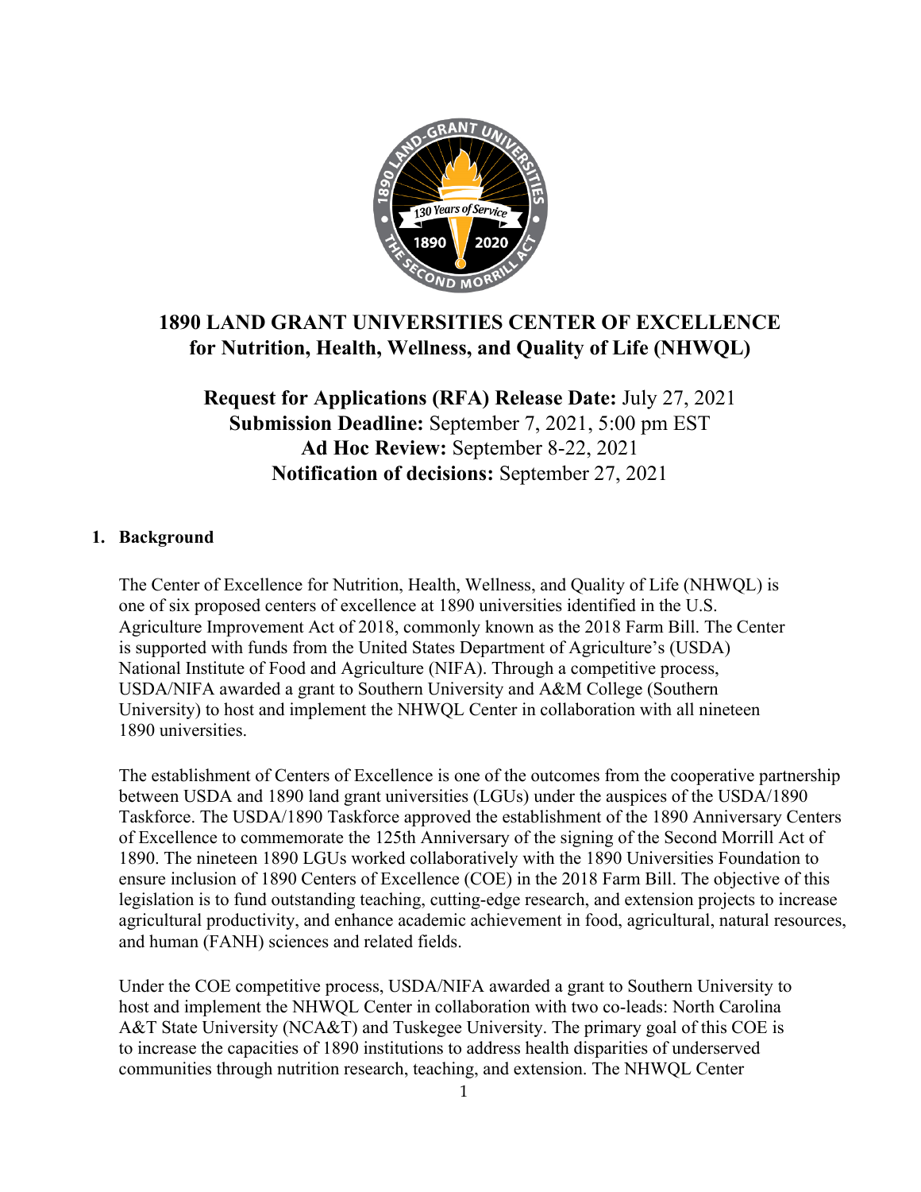# 1890 LAND GRANT UNIVERSITIES CENTER OF EXCELLENCE for Nutrition, Health, Wellness, and Quality of Life (NHWQL)

**Request for Applications (RFA) Release Date:** July 27, 2021
**Submission Deadline:** September 7, 2021, 5:00 pm EST
**Ad Hoc Review:** September 8-22, 2021
**Notification of decisions:** September 27, 2021

## 1. Background

The Center of Excellence for Nutrition, Health, Wellness, and Quality of Life (NHWQL) is one of six proposed centers of excellence at 1890 universities identified in the U.S. Agriculture Improvement Act of 2018, commonly known as the 2018 Farm Bill. The Center is supported with funds from the United States Department of Agriculture's (USDA) National Institute of Food and Agriculture (NIFA). Through a competitive process, USDA/NIFA awarded a grant to Southern University and A&M College (Southern University) to host and implement the NHWQL Center in collaboration with all nineteen 1890 universities.

The establishment of Centers of Excellence is one of the outcomes from the cooperative partnership between USDA and 1890 land grant universities (LGUs) under the auspices of the USDA/1890 Taskforce. The USDA/1890 Taskforce approved the establishment of the 1890 Anniversary Centers of Excellence to commemorate the 125th Anniversary of the signing of the Second Morrill Act of 1890. The nineteen 1890 LGUs worked collaboratively with the 1890 Universities Foundation to ensure inclusion of 1890 Centers of Excellence (COE) in the 2018 Farm Bill. The objective of this legislation is to fund outstanding teaching, cutting-edge research, and extension projects to increase agricultural productivity, and enhance academic achievement in food, agricultural, natural resources, and human (FANH) sciences and related fields.

Under the COE competitive process, USDA/NIFA awarded a grant to Southern University to host and implement the NHWQL Center in collaboration with two co-leads: North Carolina A&T State University (NCA&T) and Tuskegee University. The primary goal of this COE is to increase the capacities of 1890 institutions to address health disparities of underserved communities through nutrition research, teaching, and extension. The NHWQL Center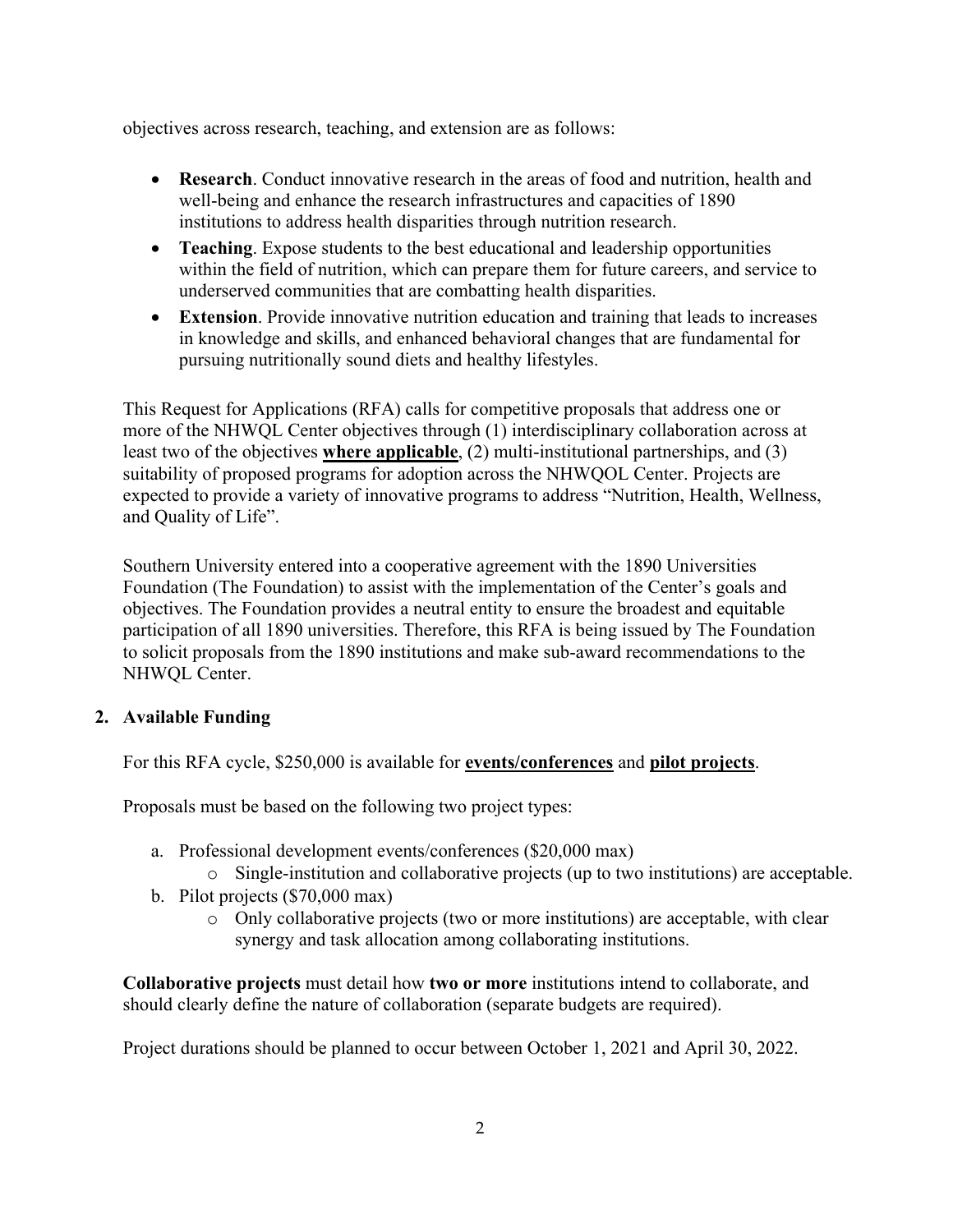objectives across research, teaching, and extension are as follows:

- **Research**. Conduct innovative research in the areas of food and nutrition, health and well-being and enhance the research infrastructures and capacities of 1890 institutions to address health disparities through nutrition research.
- **Teaching**. Expose students to the best educational and leadership opportunities within the field of nutrition, which can prepare them for future careers, and service to underserved communities that are combatting health disparities.
- **Extension**. Provide innovative nutrition education and training that leads to increases in knowledge and skills, and enhanced behavioral changes that are fundamental for pursuing nutritionally sound diets and healthy lifestyles.

This Request for Applications (RFA) calls for competitive proposals that address one or more of the NHWQL Center objectives through (1) interdisciplinary collaboration across at least two of the objectives <u>**where applicable**</u>, (2) multi-institutional partnerships, and (3) suitability of proposed programs for adoption across the NHWQOL Center. Projects are expected to provide a variety of innovative programs to address "Nutrition, Health, Wellness, and Quality of Life".

Southern University entered into a cooperative agreement with the 1890 Universities Foundation (The Foundation) to assist with the implementation of the Center's goals and objectives. The Foundation provides a neutral entity to ensure the broadest and equitable participation of all 1890 universities. Therefore, this RFA is being issued by The Foundation to solicit proposals from the 1890 institutions and make sub-award recommendations to the NHWQL Center.

## 2. Available Funding

For this RFA cycle, $250,000 is available for <u>**events/conferences**</u> and <u>**pilot projects**</u>.

Proposals must be based on the following two project types:

a. Professional development events/conferences ($20,000 max)
   - Single-institution and collaborative projects (up to two institutions) are acceptable.

b. Pilot projects ($70,000 max)
   - Only collaborative projects (two or more institutions) are acceptable, with clear synergy and task allocation among collaborating institutions.

**Collaborative projects** must detail how **two or more** institutions intend to collaborate, and should clearly define the nature of collaboration (separate budgets are required).

Project durations should be planned to occur between October 1, 2021 and April 30, 2022.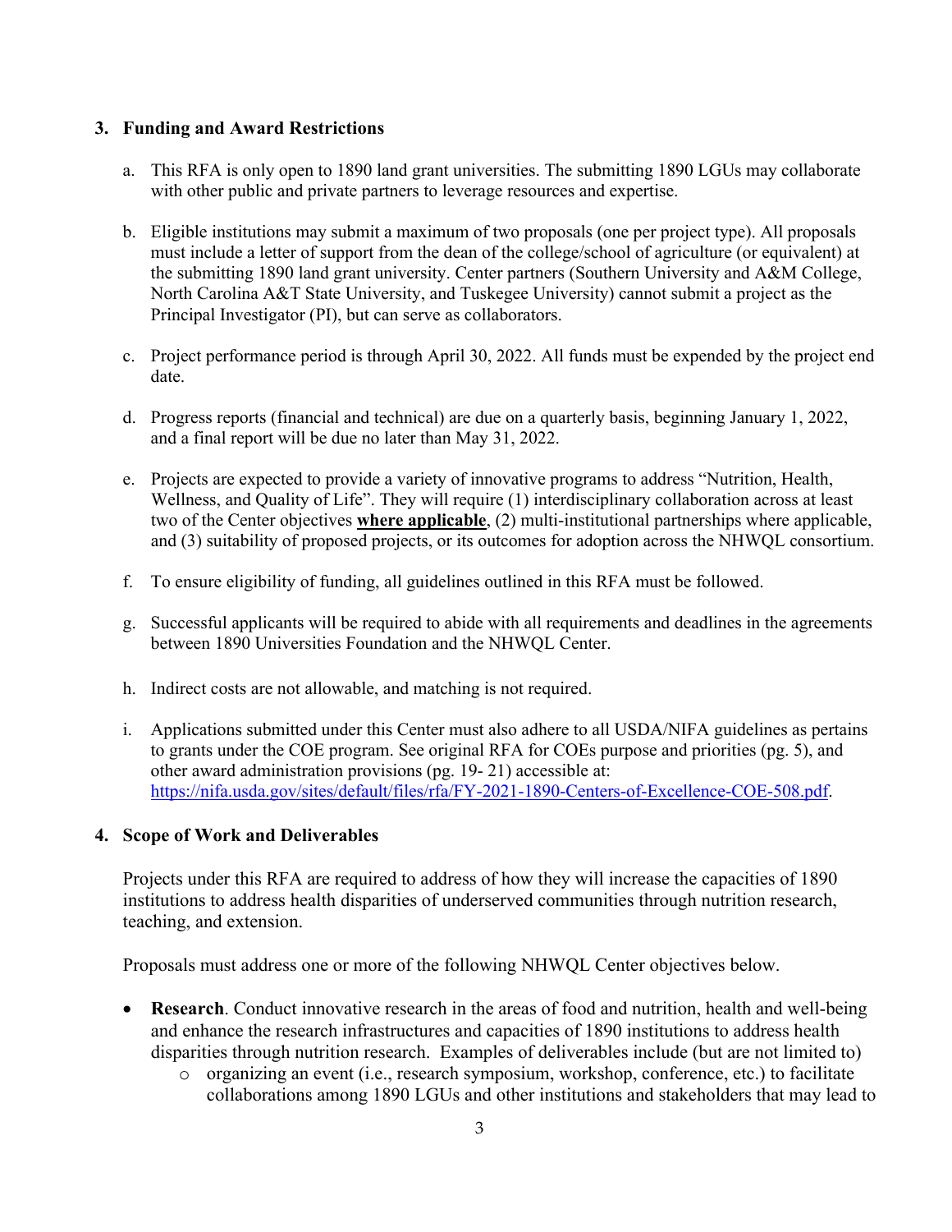## 3. Funding and Award Restrictions

a. This RFA is only open to 1890 land grant universities. The submitting 1890 LGUs may collaborate with other public and private partners to leverage resources and expertise.

b. Eligible institutions may submit a maximum of two proposals (one per project type). All proposals must include a letter of support from the dean of the college/school of agriculture (or equivalent) at the submitting 1890 land grant university. Center partners (Southern University and A&M College, North Carolina A&T State University, and Tuskegee University) cannot submit a project as the Principal Investigator (PI), but can serve as collaborators.

c. Project performance period is through April 30, 2022. All funds must be expended by the project end date.

d. Progress reports (financial and technical) are due on a quarterly basis, beginning January 1, 2022, and a final report will be due no later than May 31, 2022.

e. Projects are expected to provide a variety of innovative programs to address "Nutrition, Health, Wellness, and Quality of Life". They will require (1) interdisciplinary collaboration across at least two of the Center objectives **where applicable**, (2) multi-institutional partnerships where applicable, and (3) suitability of proposed projects, or its outcomes for adoption across the NHWQL consortium.

f. To ensure eligibility of funding, all guidelines outlined in this RFA must be followed.

g. Successful applicants will be required to abide with all requirements and deadlines in the agreements between 1890 Universities Foundation and the NHWQL Center.

h. Indirect costs are not allowable, and matching is not required.

i. Applications submitted under this Center must also adhere to all USDA/NIFA guidelines as pertains to grants under the COE program. See original RFA for COEs purpose and priorities (pg. 5), and other award administration provisions (pg. 19- 21) accessible at: https://nifa.usda.gov/sites/default/files/rfa/FY-2021-1890-Centers-of-Excellence-COE-508.pdf.

## 4. Scope of Work and Deliverables

Projects under this RFA are required to address of how they will increase the capacities of 1890 institutions to address health disparities of underserved communities through nutrition research, teaching, and extension.

Proposals must address one or more of the following NHWQL Center objectives below.

- **Research**. Conduct innovative research in the areas of food and nutrition, health and well-being and enhance the research infrastructures and capacities of 1890 institutions to address health disparities through nutrition research. Examples of deliverables include (but are not limited to)
  - organizing an event (i.e., research symposium, workshop, conference, etc.) to facilitate collaborations among 1890 LGUs and other institutions and stakeholders that may lead to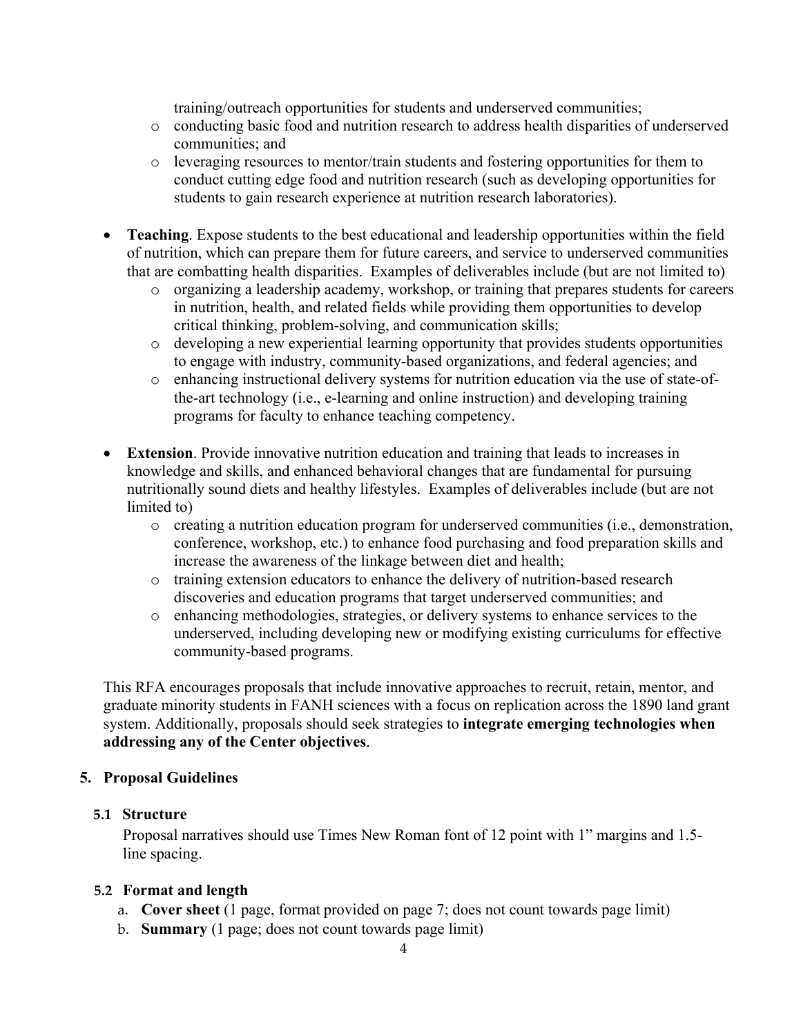training/outreach opportunities for students and underserved communities;
    - conducting basic food and nutrition research to address health disparities of underserved communities; and
    - leveraging resources to mentor/train students and fostering opportunities for them to conduct cutting edge food and nutrition research (such as developing opportunities for students to gain research experience at nutrition research laboratories).

- **Teaching**. Expose students to the best educational and leadership opportunities within the field of nutrition, which can prepare them for future careers, and service to underserved communities that are combatting health disparities. Examples of deliverables include (but are not limited to)
    - organizing a leadership academy, workshop, or training that prepares students for careers in nutrition, health, and related fields while providing them opportunities to develop critical thinking, problem-solving, and communication skills;
    - developing a new experiential learning opportunity that provides students opportunities to engage with industry, community-based organizations, and federal agencies; and
    - enhancing instructional delivery systems for nutrition education via the use of state-of-the-art technology (i.e., e-learning and online instruction) and developing training programs for faculty to enhance teaching competency.

- **Extension**. Provide innovative nutrition education and training that leads to increases in knowledge and skills, and enhanced behavioral changes that are fundamental for pursuing nutritionally sound diets and healthy lifestyles. Examples of deliverables include (but are not limited to)
    - creating a nutrition education program for underserved communities (i.e., demonstration, conference, workshop, etc.) to enhance food purchasing and food preparation skills and increase the awareness of the linkage between diet and health;
    - training extension educators to enhance the delivery of nutrition-based research discoveries and education programs that target underserved communities; and
    - enhancing methodologies, strategies, or delivery systems to enhance services to the underserved, including developing new or modifying existing curriculums for effective community-based programs.

This RFA encourages proposals that include innovative approaches to recruit, retain, mentor, and graduate minority students in FANH sciences with a focus on replication across the 1890 land grant system. Additionally, proposals should seek strategies to **integrate emerging technologies when addressing any of the Center objectives**.

## 5. Proposal Guidelines

### 5.1 Structure

Proposal narratives should use Times New Roman font of 12 point with 1" margins and 1.5-line spacing.

### 5.2 Format and length

a. **Cover sheet** (1 page, format provided on page 7; does not count towards page limit)

b. **Summary** (1 page; does not count towards page limit)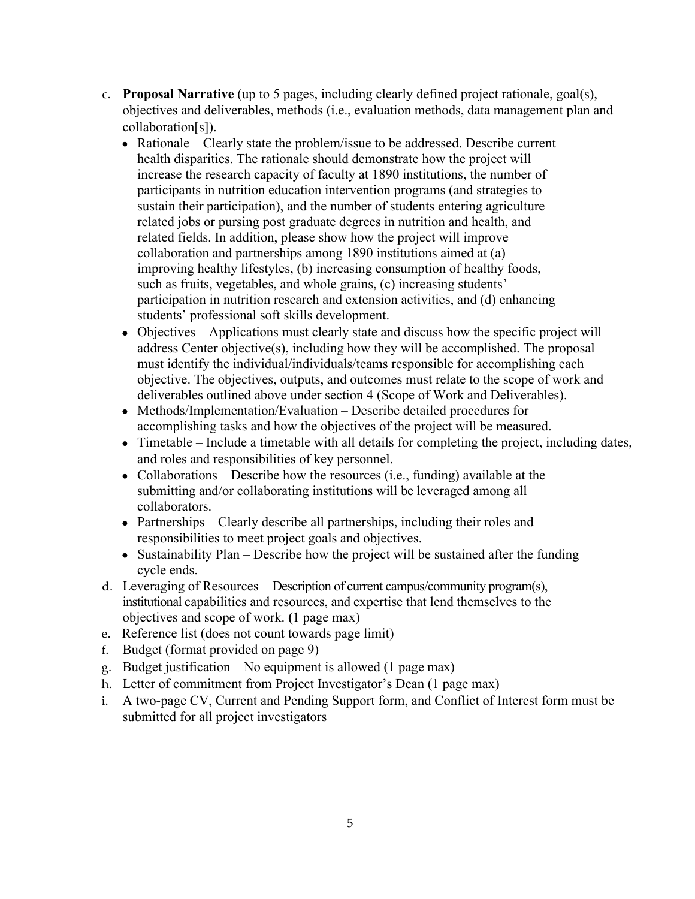c. **Proposal Narrative** (up to 5 pages, including clearly defined project rationale, goal(s), objectives and deliverables, methods (i.e., evaluation methods, data management plan and collaboration[s]).

- Rationale – Clearly state the problem/issue to be addressed. Describe current health disparities. The rationale should demonstrate how the project will increase the research capacity of faculty at 1890 institutions, the number of participants in nutrition education intervention programs (and strategies to sustain their participation), and the number of students entering agriculture related jobs or pursing post graduate degrees in nutrition and health, and related fields. In addition, please show how the project will improve collaboration and partnerships among 1890 institutions aimed at (a) improving healthy lifestyles, (b) increasing consumption of healthy foods, such as fruits, vegetables, and whole grains, (c) increasing students' participation in nutrition research and extension activities, and (d) enhancing students' professional soft skills development.
- Objectives – Applications must clearly state and discuss how the specific project will address Center objective(s), including how they will be accomplished. The proposal must identify the individual/individuals/teams responsible for accomplishing each objective. The objectives, outputs, and outcomes must relate to the scope of work and deliverables outlined above under section 4 (Scope of Work and Deliverables).
- Methods/Implementation/Evaluation – Describe detailed procedures for accomplishing tasks and how the objectives of the project will be measured.
- Timetable – Include a timetable with all details for completing the project, including dates, and roles and responsibilities of key personnel.
- Collaborations – Describe how the resources (i.e., funding) available at the submitting and/or collaborating institutions will be leveraged among all collaborators.
- Partnerships – Clearly describe all partnerships, including their roles and responsibilities to meet project goals and objectives.
- Sustainability Plan – Describe how the project will be sustained after the funding cycle ends.

d. Leveraging of Resources – Description of current campus/community program(s), institutional capabilities and resources, and expertise that lend themselves to the objectives and scope of work. (1 page max)

e. Reference list (does not count towards page limit)

f. Budget (format provided on page 9)

g. Budget justification – No equipment is allowed (1 page max)

h. Letter of commitment from Project Investigator's Dean (1 page max)

i. A two-page CV, Current and Pending Support form, and Conflict of Interest form must be submitted for all project investigators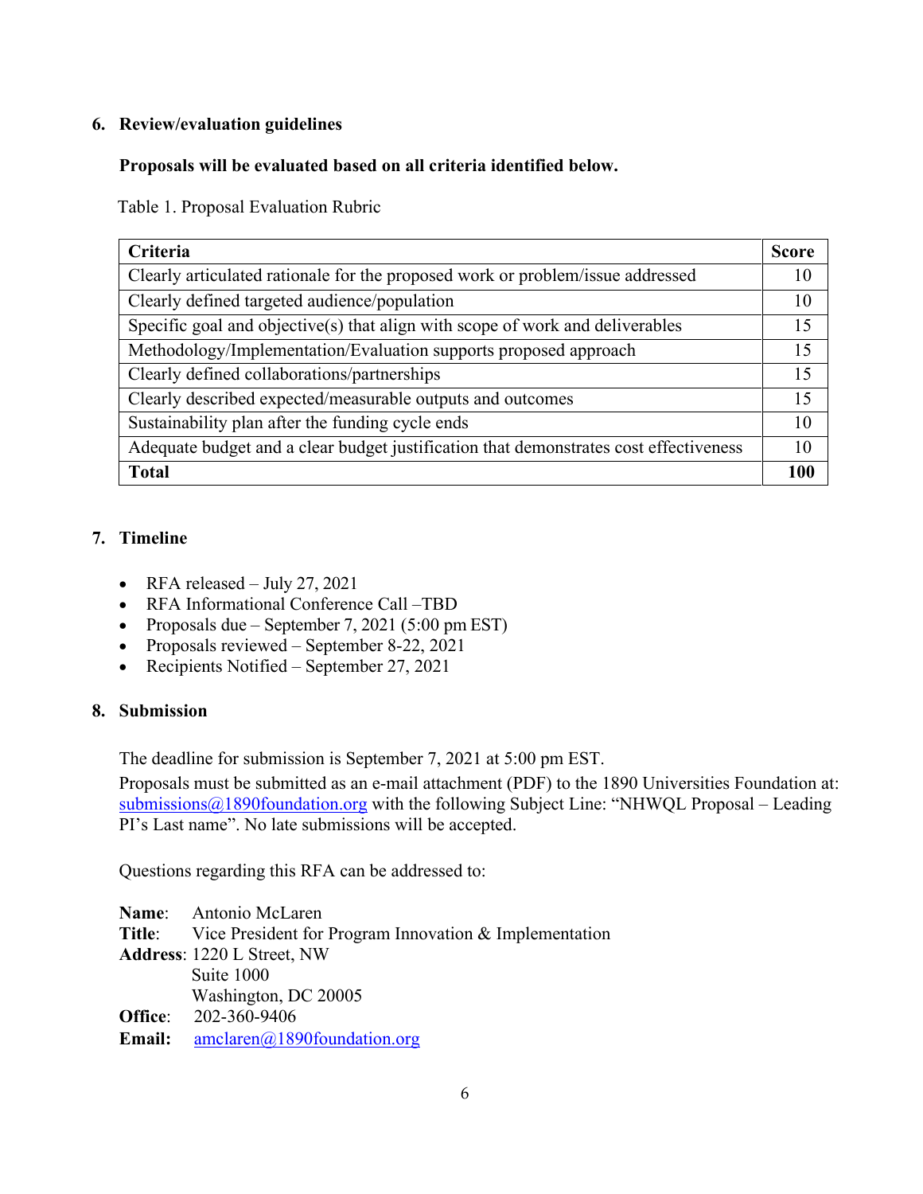## 6. Review/evaluation guidelines

**Proposals will be evaluated based on all criteria identified below.**

Table 1. Proposal Evaluation Rubric

| **Criteria** | **Score** |
|---|---|
| Clearly articulated rationale for the proposed work or problem/issue addressed | 10 |
| Clearly defined targeted audience/population | 10 |
| Specific goal and objective(s) that align with scope of work and deliverables | 15 |
| Methodology/Implementation/Evaluation supports proposed approach | 15 |
| Clearly defined collaborations/partnerships | 15 |
| Clearly described expected/measurable outputs and outcomes | 15 |
| Sustainability plan after the funding cycle ends | 10 |
| Adequate budget and a clear budget justification that demonstrates cost effectiveness | 10 |
| **Total** | **100** |

## 7. Timeline

- RFA released – July 27, 2021
- RFA Informational Conference Call –TBD
- Proposals due – September 7, 2021 (5:00 pm EST)
- Proposals reviewed – September 8-22, 2021
- Recipients Notified – September 27, 2021

## 8. Submission

The deadline for submission is September 7, 2021 at 5:00 pm EST.

Proposals must be submitted as an e-mail attachment (PDF) to the 1890 Universities Foundation at: submissions@1890foundation.org with the following Subject Line: "NHWQL Proposal – Leading PI's Last name". No late submissions will be accepted.

Questions regarding this RFA can be addressed to:

**Name**: Antonio McLaren
**Title**: Vice President for Program Innovation & Implementation
**Address**: 1220 L Street, NW
Suite 1000
Washington, DC 20005
**Office**: 202-360-9406
**Email:** amclaren@1890foundation.org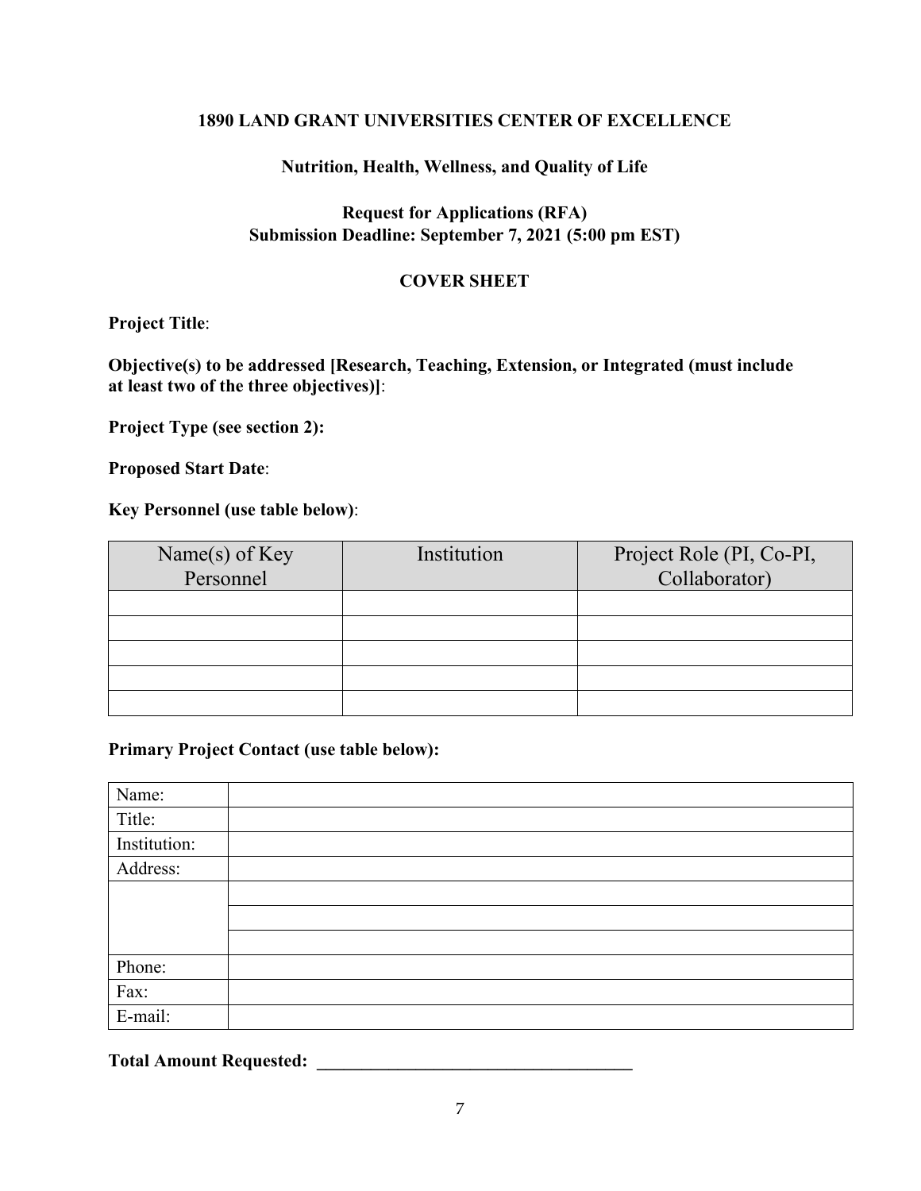**1890 LAND GRANT UNIVERSITIES CENTER OF EXCELLENCE**

**Nutrition, Health, Wellness, and Quality of Life**

**Request for Applications (RFA)**
**Submission Deadline: September 7, 2021 (5:00 pm EST)**

**COVER SHEET**

**Project Title**:

**Objective(s) to be addressed [Research, Teaching, Extension, or Integrated (must include at least two of the three objectives)]**:

**Project Type (see section 2):**

**Proposed Start Date**:

**Key Personnel (use table below)**:

| Name(s) of Key Personnel | Institution | Project Role (PI, Co-PI, Collaborator) |
|---|---|---|
| | | |
| | | |
| | | |
| | | |
| | | |

**Primary Project Contact (use table below):**

| Name: | |
|---|---|
| Title: | |
| Institution: | |
| Address: | |
| | |
| | |
| | |
| Phone: | |
| Fax: | |
| E-mail: | |

**Total Amount Requested: ___________________________________**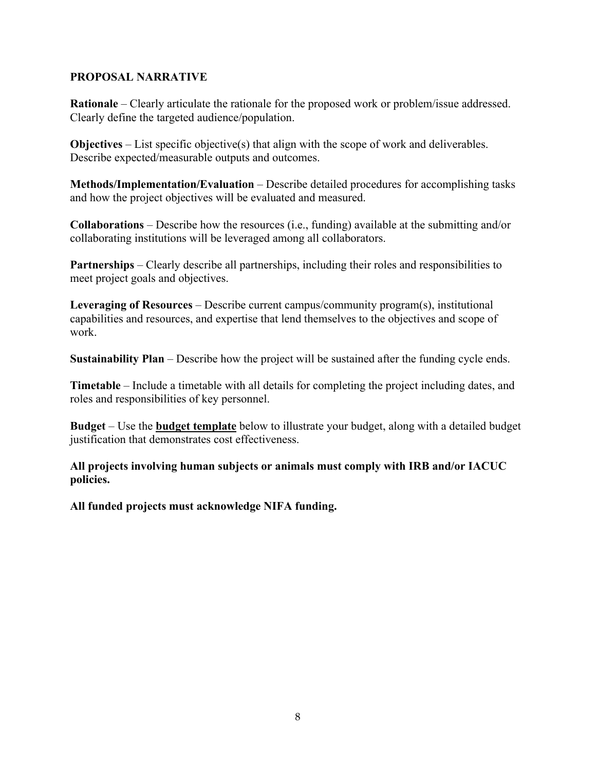## PROPOSAL NARRATIVE

**Rationale** – Clearly articulate the rationale for the proposed work or problem/issue addressed. Clearly define the targeted audience/population.

**Objectives** – List specific objective(s) that align with the scope of work and deliverables. Describe expected/measurable outputs and outcomes.

**Methods/Implementation/Evaluation** – Describe detailed procedures for accomplishing tasks and how the project objectives will be evaluated and measured.

**Collaborations** – Describe how the resources (i.e., funding) available at the submitting and/or collaborating institutions will be leveraged among all collaborators.

**Partnerships** – Clearly describe all partnerships, including their roles and responsibilities to meet project goals and objectives.

**Leveraging of Resources** – Describe current campus/community program(s), institutional capabilities and resources, and expertise that lend themselves to the objectives and scope of work.

**Sustainability Plan** – Describe how the project will be sustained after the funding cycle ends.

**Timetable** – Include a timetable with all details for completing the project including dates, and roles and responsibilities of key personnel.

**Budget** – Use the **budget template** below to illustrate your budget, along with a detailed budget justification that demonstrates cost effectiveness.

**All projects involving human subjects or animals must comply with IRB and/or IACUC policies.**

**All funded projects must acknowledge NIFA funding.**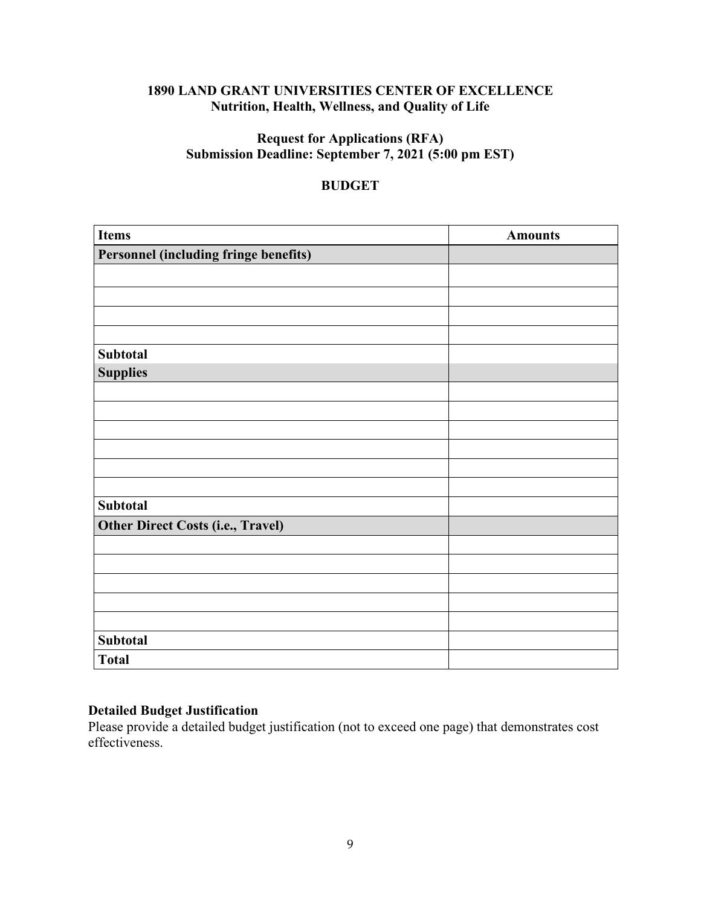**1890 LAND GRANT UNIVERSITIES CENTER OF EXCELLENCE**
**Nutrition, Health, Wellness, and Quality of Life**

**Request for Applications (RFA)**
**Submission Deadline: September 7, 2021 (5:00 pm EST)**

## BUDGET

| Items | Amounts |
|---|---|
| **Personnel (including fringe benefits)** | |
| | |
| | |
| | |
| | |
| **Subtotal** | |
| **Supplies** | |
| | |
| | |
| | |
| | |
| | |
| | |
| **Subtotal** | |
| **Other Direct Costs (i.e., Travel)** | |
| | |
| | |
| | |
| | |
| | |
| **Subtotal** | |
| **Total** | |

**Detailed Budget Justification**

Please provide a detailed budget justification (not to exceed one page) that demonstrates cost effectiveness.